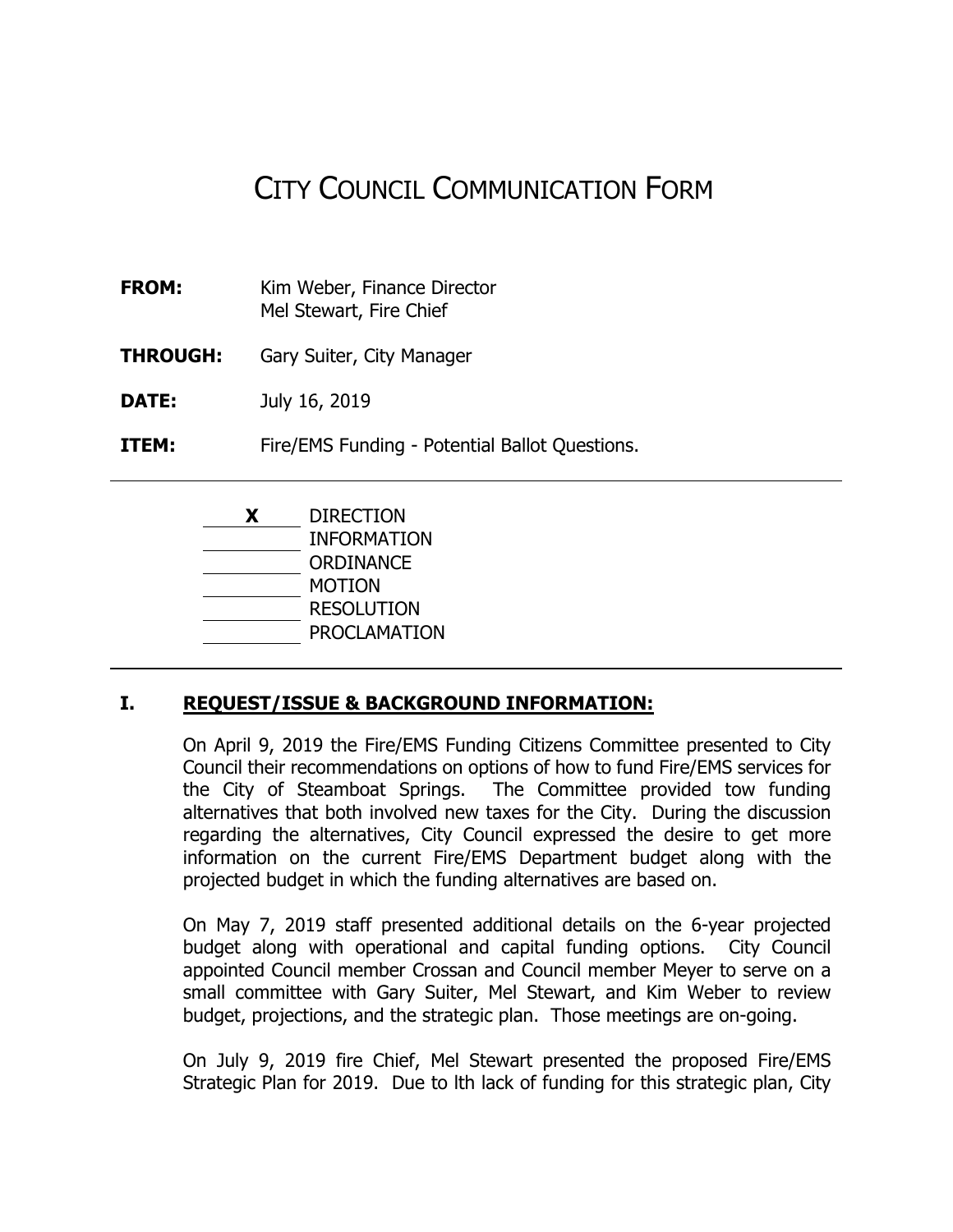# CITY COUNCIL COMMUNICATION FORM

**FROM:** Kim Weber, Finance Director
Mel Stewart, Fire Chief

**THROUGH:** Gary Suiter, City Manager

**DATE:** July 16, 2019

**ITEM:** Fire/EMS Funding - Potential Ballot Questions.

---

| | |
|---|---|
| **X** | DIRECTION |
| | INFORMATION |
| | ORDINANCE |
| | MOTION |
| | RESOLUTION |
| | PROCLAMATION |

---

## I. REQUEST/ISSUE & BACKGROUND INFORMATION:

On April 9, 2019 the Fire/EMS Funding Citizens Committee presented to City Council their recommendations on options of how to fund Fire/EMS services for the City of Steamboat Springs. The Committee provided tow funding alternatives that both involved new taxes for the City. During the discussion regarding the alternatives, City Council expressed the desire to get more information on the current Fire/EMS Department budget along with the projected budget in which the funding alternatives are based on.

On May 7, 2019 staff presented additional details on the 6-year projected budget along with operational and capital funding options. City Council appointed Council member Crossan and Council member Meyer to serve on a small committee with Gary Suiter, Mel Stewart, and Kim Weber to review budget, projections, and the strategic plan. Those meetings are on-going.

On July 9, 2019 fire Chief, Mel Stewart presented the proposed Fire/EMS Strategic Plan for 2019. Due to lth lack of funding for this strategic plan, City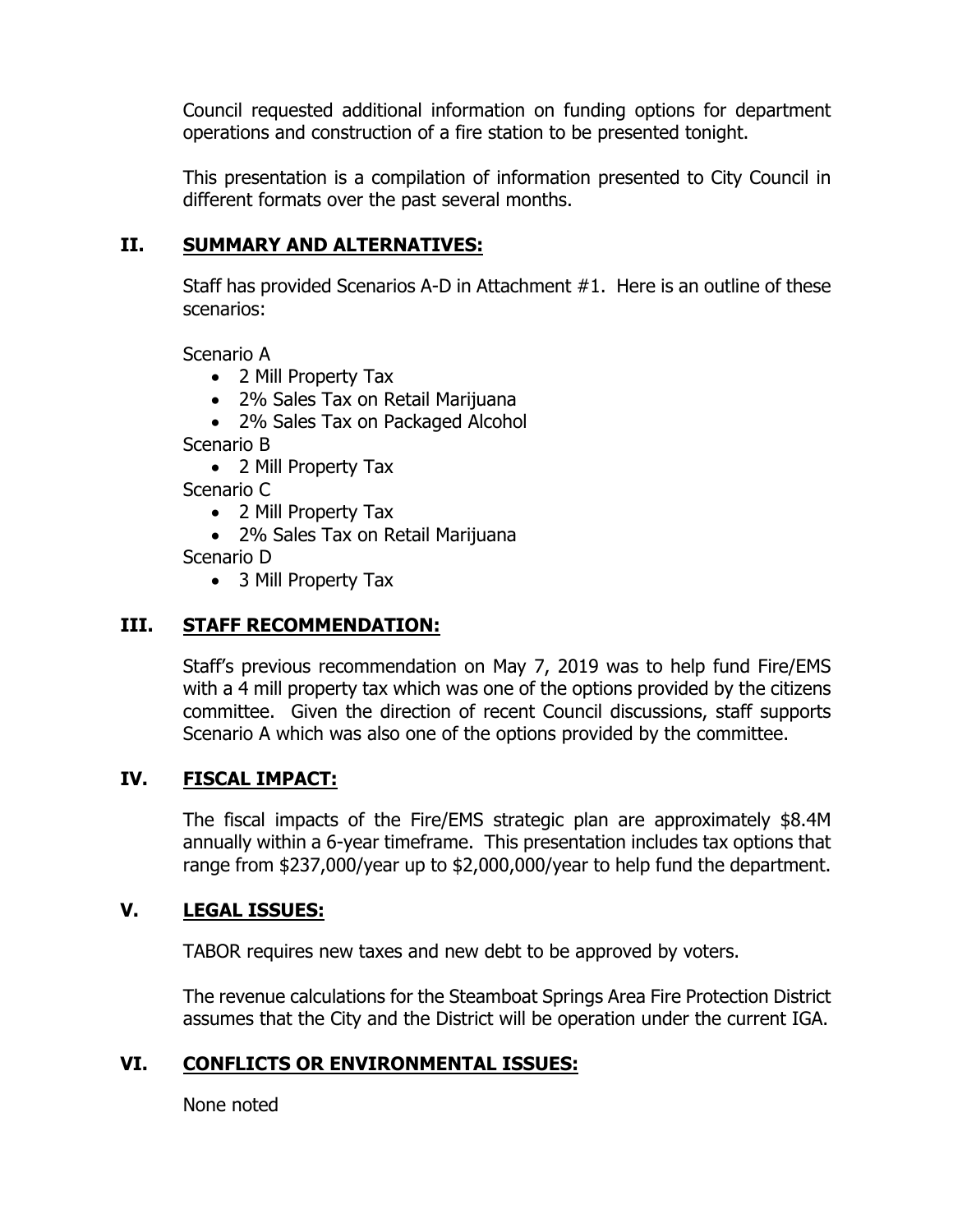Council requested additional information on funding options for department operations and construction of a fire station to be presented tonight.

This presentation is a compilation of information presented to City Council in different formats over the past several months.

## II. SUMMARY AND ALTERNATIVES:

Staff has provided Scenarios A-D in Attachment #1. Here is an outline of these scenarios:

Scenario A

- 2 Mill Property Tax
- 2% Sales Tax on Retail Marijuana
- 2% Sales Tax on Packaged Alcohol

Scenario B

- 2 Mill Property Tax

Scenario C

- 2 Mill Property Tax
- 2% Sales Tax on Retail Marijuana

Scenario D

- 3 Mill Property Tax

## III. STAFF RECOMMENDATION:

Staff's previous recommendation on May 7, 2019 was to help fund Fire/EMS with a 4 mill property tax which was one of the options provided by the citizens committee. Given the direction of recent Council discussions, staff supports Scenario A which was also one of the options provided by the committee.

## IV. FISCAL IMPACT:

The fiscal impacts of the Fire/EMS strategic plan are approximately $8.4M annually within a 6-year timeframe. This presentation includes tax options that range from $237,000/year up to $2,000,000/year to help fund the department.

## V. LEGAL ISSUES:

TABOR requires new taxes and new debt to be approved by voters.

The revenue calculations for the Steamboat Springs Area Fire Protection District assumes that the City and the District will be operation under the current IGA.

## VI. CONFLICTS OR ENVIRONMENTAL ISSUES:

None noted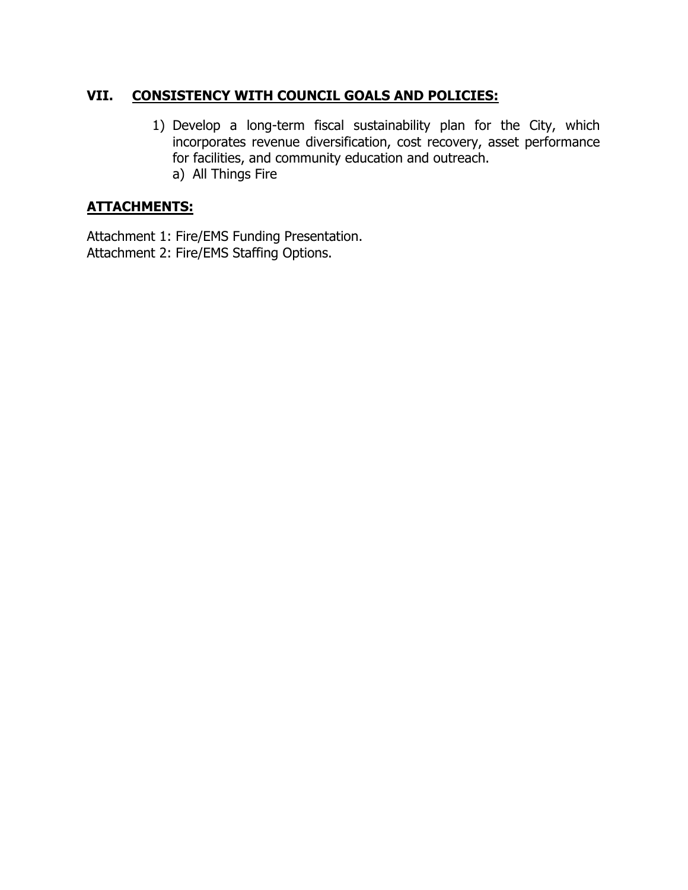## VII. CONSISTENCY WITH COUNCIL GOALS AND POLICIES:

1) Develop a long-term fiscal sustainability plan for the City, which incorporates revenue diversification, cost recovery, asset performance for facilities, and community education and outreach.
   a) All Things Fire

## ATTACHMENTS:

Attachment 1: Fire/EMS Funding Presentation.
Attachment 2: Fire/EMS Staffing Options.